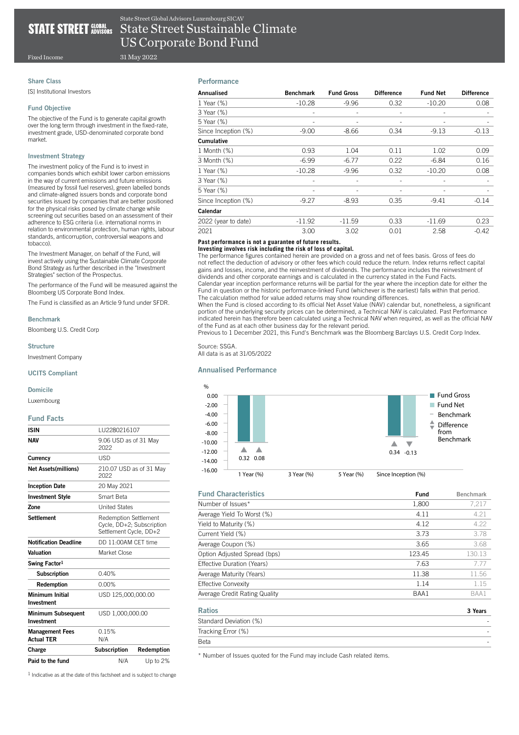State Street Global Advisors Luxembourg SICAV

# State Street Sustainable Climate US Corporate Bond Fund

Fixed Income

31 May 2022

## Share Class

[S] Institutional Investors

## Fund Objective

The objective of the Fund is to generate capital growth over the long term through investment in the fixed-rate, investment grade, USD-denominated corporate bond market.

## Investment Strategy

The investment policy of the Fund is to invest in companies bonds which exhibit lower carbon emissions in the way of current emissions and future emissions (measured by fossil fuel reserves), green labelled bonds and climate-aligned issuers bonds and corporate bond securities issued by companies that are better positioned for the physical risks posed by climate change while screening out securities based on an assessment of their adherence to ESG criteria (i.e. international norms in relation to environmental protection, human rights, labour standards, anticorruption, controversial weapons and tobacco).

The Investment Manager, on behalf of the Fund, will invest actively using the Sustainable Climate Corporate Bond Strategy as further described in the "Investment Strategies" section of the Prospectus.

The performance of the Fund will be measured against the Bloomberg US Corporate Bond Index.

The Fund is classified as an Article 9 fund under SFDR.

## Benchmark

Bloomberg U.S. Credit Corp

## Structure

Investment Company

## UCITS Compliant

## Domicile

Luxembourg

## Fund Facts

| | | |
|---|---|---|
| **ISIN** | LU2280216107 | |
| **NAV** | 9.06 USD as of 31 May 2022 | |
| **Currency** | USD | |
| **Net Assets(millions)** | 210.07 USD as of 31 May 2022 | |
| **Inception Date** | 20 May 2021 | |
| **Investment Style** | Smart Beta | |
| **Zone** | United States | |
| **Settlement** | Redemption Settlement Cycle, DD+2; Subscription Settlement Cycle, DD+2 | |
| **Notification Deadline** | DD 11:00AM CET time | |
| **Valuation** | Market Close | |
| **Swing Factor**[1] | | |
| **Subscription** | 0.40% | |
| **Redemption** | 0.00% | |
| **Minimum Initial Investment** | USD 125,000,000.00 | |
| **Minimum Subsequent Investment** | USD 1,000,000.00 | |
| **Management Fees** | 0.15% | |
| **Actual TER** | N/A | |
| **Charge** | **Subscription** | **Redemption** |
| **Paid to the fund** | N/A | Up to 2% |

[1] Indicative as at the date of this factsheet and is subject to change

## Performance

| Annualised | Benchmark | Fund Gross | Difference | Fund Net | Difference |
|---|---|---|---|---|---|
| 1 Year (%) | -10.28 | -9.96 | 0.32 | -10.20 | 0.08 |
| 3 Year (%) | - | - | - | - | - |
| 5 Year (%) | - | - | - | - | - |
| Since Inception (%) | -9.00 | -8.66 | 0.34 | -9.13 | -0.13 |
| **Cumulative** | | | | | |
| 1 Month (%) | 0.93 | 1.04 | 0.11 | 1.02 | 0.09 |
| 3 Month (%) | -6.99 | -6.77 | 0.22 | -6.84 | 0.16 |
| 1 Year (%) | -10.28 | -9.96 | 0.32 | -10.20 | 0.08 |
| 3 Year (%) | - | - | - | - | - |
| 5 Year (%) | - | - | - | - | - |
| Since Inception (%) | -9.27 | -8.93 | 0.35 | -9.41 | -0.14 |
| **Calendar** | | | | | |
| 2022 (year to date) | -11.92 | -11.59 | 0.33 | -11.69 | 0.23 |
| 2021 | 3.00 | 3.02 | 0.01 | 2.58 | -0.42 |

**Past performance is not a guarantee of future results.**
**Investing involves risk including the risk of loss of capital.**

The performance figures contained herein are provided on a gross and net of fees basis. Gross of fees do not reflect the deduction of advisory or other fees which could reduce the return. Index returns reflect capital gains and losses, income, and the reinvestment of dividends. The performance includes the reinvestment of dividends and other corporate earnings and is calculated in the currency stated in the Fund Facts.

Calendar year inception performance returns will be partial for the year where the inception date for either the Fund in question or the historic performance-linked Fund (whichever is the earliest) falls within that period.

The calculation method for value added returns may show rounding differences.

When the Fund is closed according to its official Net Asset Value (NAV) calendar but, nonetheless, a significant portion of the underlying security prices can be determined, a Technical NAV is calculated. Past Performance indicated herein has therefore been calculated using a Technical NAV when required, as well as the official NAV of the Fund as at each other business day for the relevant period.

Previous to 1 December 2021, this Fund's Benchmark was the Bloomberg Barclays U.S. Credit Corp Index.

Source: SSGA.
All data is as at 31/05/2022

## Annualised Performance

| | Fund Gross | Fund Net | Difference from Benchmark (Gross) | Difference from Benchmark (Net) |
|---|---|---|---|---|
| 1 Year (%) | | | 0.32 | 0.08 |
| 3 Year (%) | | | | |
| 5 Year (%) | | | | |
| Since Inception (%) | | | 0.34 | -0.13 |

## Fund Characteristics

| | Fund | Benchmark |
|---|---|---|
| Number of Issues* | 1,800 | 7,217 |
| Average Yield To Worst (%) | 4.11 | 4.21 |
| Yield to Maturity (%) | 4.12 | 4.22 |
| Current Yield (%) | 3.73 | 3.78 |
| Average Coupon (%) | 3.65 | 3.68 |
| Option Adjusted Spread (bps) | 123.45 | 130.13 |
| Effective Duration (Years) | 7.63 | 7.77 |
| Average Maturity (Years) | 11.38 | 11.56 |
| Effective Convexity | 1.14 | 1.15 |
| Average Credit Rating Quality | BAA1 | BAA1 |

## Ratios

| | 3 Years |
|---|---|
| Standard Deviation (%) | - |
| Tracking Error (%) | - |
| Beta | - |

* Number of Issues quoted for the Fund may include Cash related items.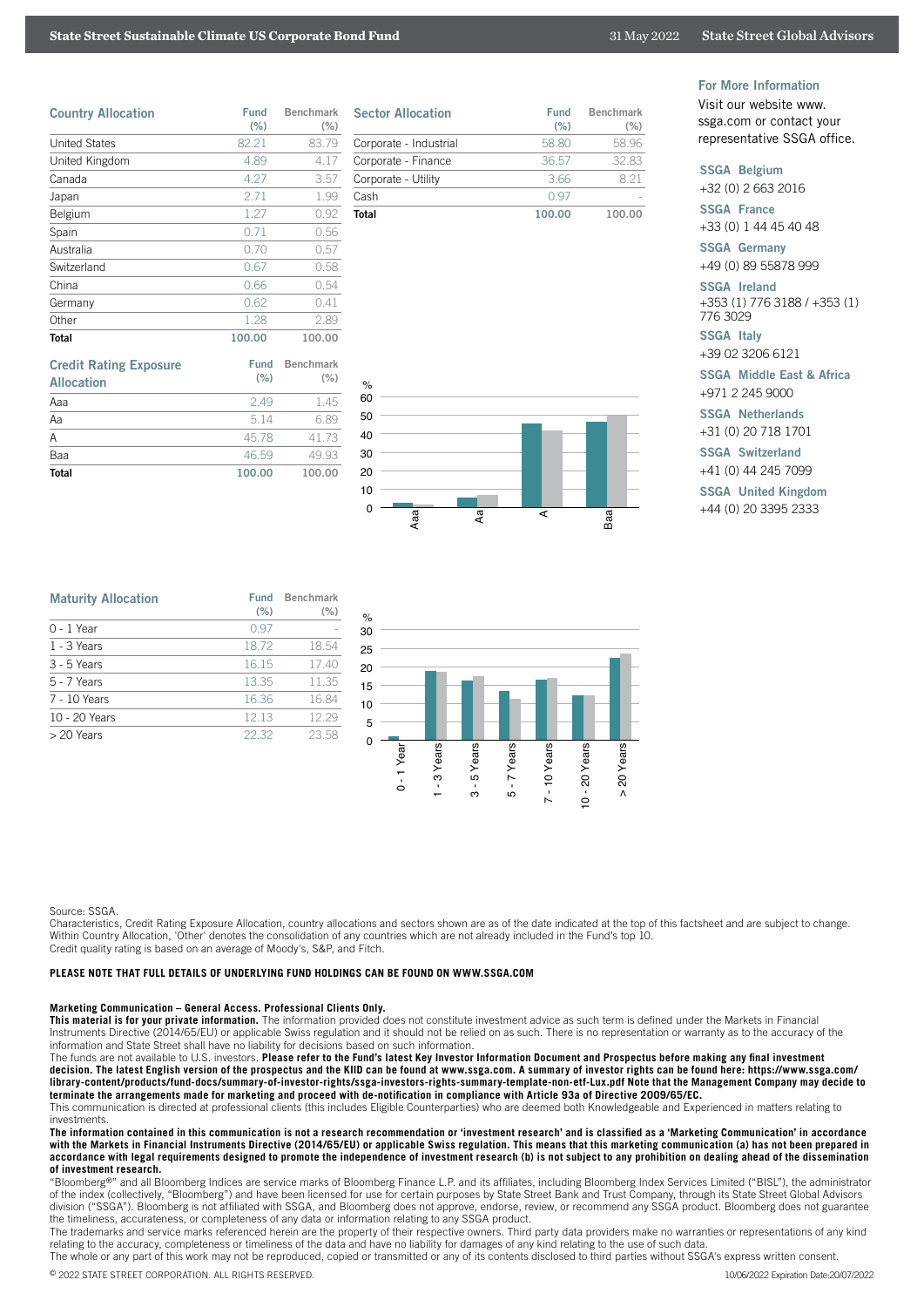## Country Allocation

| Country Allocation | Fund (%) | Benchmark (%) |
|---|---|---|
| United States | 82.21 | 83.79 |
| United Kingdom | 4.89 | 4.17 |
| Canada | 4.27 | 3.57 |
| Japan | 2.71 | 1.99 |
| Belgium | 1.27 | 0.92 |
| Spain | 0.71 | 0.56 |
| Australia | 0.70 | 0.57 |
| Switzerland | 0.67 | 0.58 |
| China | 0.66 | 0.54 |
| Germany | 0.62 | 0.41 |
| Other | 1.28 | 2.89 |
| **Total** | **100.00** | **100.00** |

## Sector Allocation

| Sector Allocation | Fund (%) | Benchmark (%) |
|---|---|---|
| Corporate - Industrial | 58.80 | 58.96 |
| Corporate - Finance | 36.57 | 32.83 |
| Corporate - Utility | 3.66 | 8.21 |
| Cash | 0.97 | - |
| **Total** | **100.00** | **100.00** |

## Credit Rating Exposure Allocation

| Credit Rating Exposure Allocation | Fund (%) | Benchmark (%) |
|---|---|---|
| Aaa | 2.49 | 1.45 |
| Aa | 5.14 | 6.89 |
| A | 45.78 | 41.73 |
| Baa | 46.59 | 49.93 |
| **Total** | **100.00** | **100.00** |

%
60
50
40
30
20
10
0
Aaa
Aa
A
Baa

## Maturity Allocation

| Maturity Allocation | Fund (%) | Benchmark (%) |
|---|---|---|
| 0 - 1 Year | 0.97 | - |
| 1 - 3 Years | 18.72 | 18.54 |
| 3 - 5 Years | 16.15 | 17.40 |
| 5 - 7 Years | 13.35 | 11.35 |
| 7 - 10 Years | 16.36 | 16.84 |
| 10 - 20 Years | 12.13 | 12.29 |
| > 20 Years | 22.32 | 23.58 |

%
30
25
20
15
10
5
0
0 - 1 Year
1 - 3 Years
3 - 5 Years
5 - 7 Years
7 - 10 Years
10 - 20 Years
> 20 Years

## For More Information

Visit our website www.ssga.com or contact your representative SSGA office.

**SSGA Belgium**
+32 (0) 2 663 2016

**SSGA France**
+33 (0) 1 44 45 40 48

**SSGA Germany**
+49 (0) 89 55878 999

**SSGA Ireland**
+353 (1) 776 3188 / +353 (1) 776 3029

**SSGA Italy**
+39 02 3206 6121

**SSGA Middle East & Africa**
+971 2 245 9000

**SSGA Netherlands**
+31 (0) 20 718 1701

**SSGA Switzerland**
+41 (0) 44 245 7099

**SSGA United Kingdom**
+44 (0) 20 3395 2333

Source: SSGA.
Characteristics, Credit Rating Exposure Allocation, country allocations and sectors shown are as of the date indicated at the top of this factsheet and are subject to change. Within Country Allocation, 'Other' denotes the consolidation of any countries which are not already included in the Fund's top 10.
Credit quality rating is based on an average of Moody's, S&P, and Fitch.

**PLEASE NOTE THAT FULL DETAILS OF UNDERLYING FUND HOLDINGS CAN BE FOUND ON WWW.SSGA.COM**

**Marketing Communication – General Access. Professional Clients Only.**
**This material is for your private information.** The information provided does not constitute investment advice as such term is defined under the Markets in Financial Instruments Directive (2014/65/EU) or applicable Swiss regulation and it should not be relied on as such. There is no representation or warranty as to the accuracy of the information and State Street shall have no liability for decisions based on such information.
The funds are not available to U.S. investors. **Please refer to the Fund's latest Key Investor Information Document and Prospectus before making any final investment decision. The latest English version of the prospectus and the KIID can be found at www.ssga.com. A summary of investor rights can be found here: https://www.ssga.com/library-content/products/fund-docs/summary-of-investor-rights/ssga-investors-rights-summary-template-non-etf-Lux.pdf Note that the Management Company may decide to terminate the arrangements made for marketing and proceed with de-notification in compliance with Article 93a of Directive 2009/65/EC.**
This communication is directed at professional clients (this includes Eligible Counterparties) who are deemed both Knowledgeable and Experienced in matters relating to investments.
**The information contained in this communication is not a research recommendation or 'investment research' and is classified as a 'Marketing Communication' in accordance with the Markets in Financial Instruments Directive (2014/65/EU) or applicable Swiss regulation. This means that this marketing communication (a) has not been prepared in accordance with legal requirements designed to promote the independence of investment research (b) is not subject to any prohibition on dealing ahead of the dissemination of investment research.**
"Bloomberg®" and all Bloomberg Indices are service marks of Bloomberg Finance L.P. and its affiliates, including Bloomberg Index Services Limited ("BISL"), the administrator of the index (collectively, "Bloomberg") and have been licensed for use for certain purposes by State Street Bank and Trust Company, through its State Street Global Advisors division ("SSGA"). Bloomberg is not affiliated with SSGA, and Bloomberg does not approve, endorse, review, or recommend any SSGA product. Bloomberg does not guarantee the timeliness, accurateness, or completeness of any data or information relating to any SSGA product.
The trademarks and service marks referenced herein are the property of their respective owners. Third party data providers make no warranties or representations of any kind relating to the accuracy, completeness or timeliness of the data and have no liability for damages of any kind relating to the use of such data.
The whole or any part of this work may not be reproduced, copied or transmitted or any of its contents disclosed to third parties without SSGA's express written consent.

© 2022 STATE STREET CORPORATION. ALL RIGHTS RESERVED.

10/06/2022 Expiration Date:20/07/2022